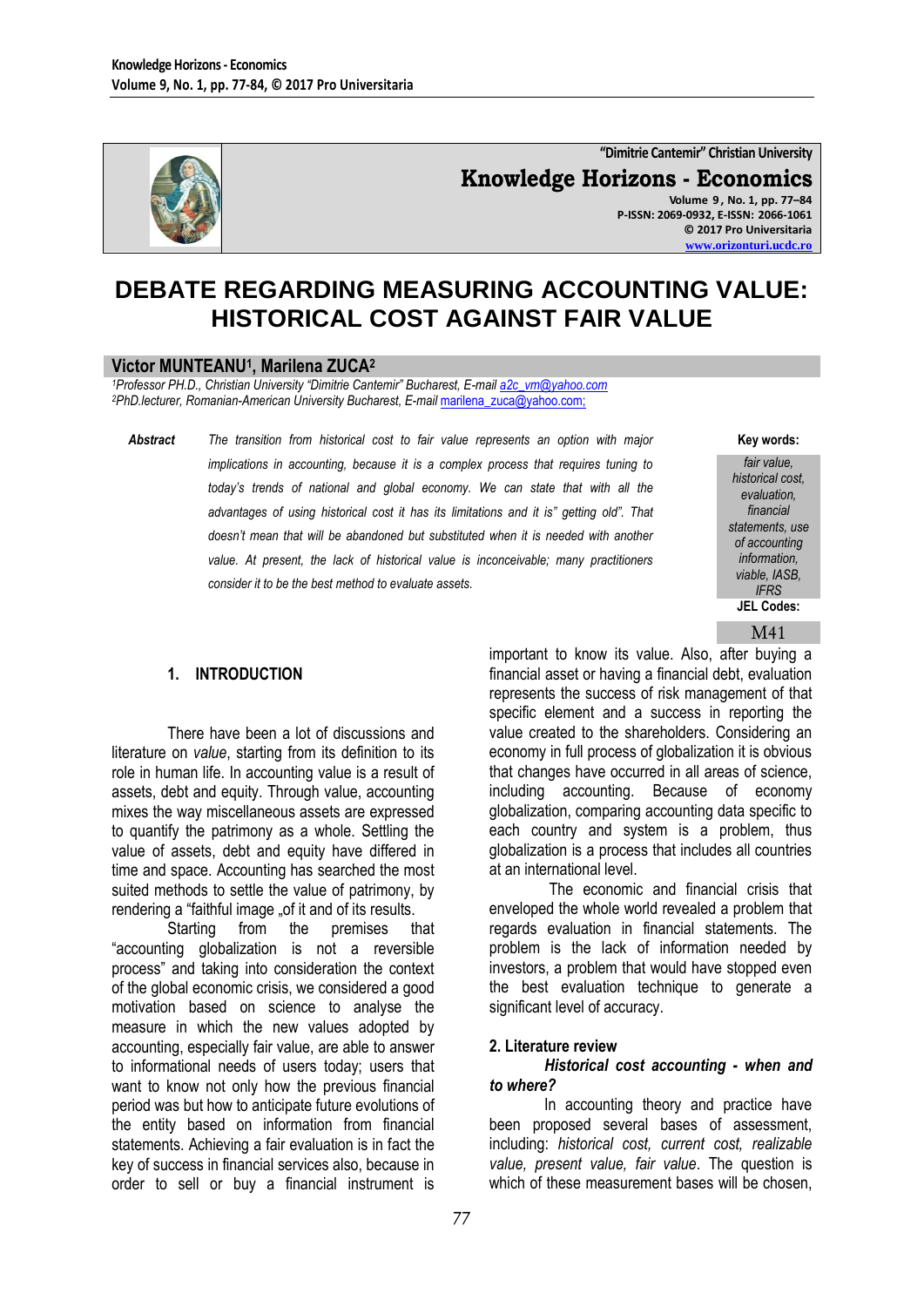# DEBATE REGARDING MEASURING ACCOUNTING VALUE: HISTORICAL COST AGAINST FAIR VALUE

**Victor MUNTEANU[1], Marilena ZUCA[2]**

*[1]Professor PH.D., Christian University "Dimitrie Cantemir" Bucharest, E-mail a2c_vm@yahoo.com*
*[2]PhD.lecturer, Romanian-American University Bucharest, E-mail marilena_zuca@yahoo.com;*

***Abstract*** *The transition from historical cost to fair value represents an option with major implications in accounting, because it is a complex process that requires tuning to today's trends of national and global economy. We can state that with all the advantages of using historical cost it has its limitations and it is" getting old". That doesn't mean that will be abandoned but substituted when it is needed with another value. At present, the lack of historical value is inconceivable; many practitioners consider it to be the best method to evaluate assets.*

**Key words:**
*fair value, historical cost, evaluation, financial statements, use of accounting information, viable, IASB, IFRS*

**JEL Codes:**
M41

## 1. INTRODUCTION

There have been a lot of discussions and literature on *value*, starting from its definition to its role in human life. In accounting value is a result of assets, debt and equity. Through value, accounting mixes the way miscellaneous assets are expressed to quantify the patrimony as a whole. Settling the value of assets, debt and equity have differed in time and space. Accounting has searched the most suited methods to settle the value of patrimony, by rendering a "faithful image „of it and of its results.

Starting from the premises that "accounting globalization is not a reversible process" and taking into consideration the context of the global economic crisis, we considered a good motivation based on science to analyse the measure in which the new values adopted by accounting, especially fair value, are able to answer to informational needs of users today; users that want to know not only how the previous financial period was but how to anticipate future evolutions of the entity based on information from financial statements. Achieving a fair evaluation is in fact the key of success in financial services also, because in order to sell or buy a financial instrument is important to know its value. Also, after buying a financial asset or having a financial debt, evaluation represents the success of risk management of that specific element and a success in reporting the value created to the shareholders. Considering an economy in full process of globalization it is obvious that changes have occurred in all areas of science, including accounting. Because of economy globalization, comparing accounting data specific to each country and system is a problem, thus globalization is a process that includes all countries at an international level.

The economic and financial crisis that enveloped the whole world revealed a problem that regards evaluation in financial statements. The problem is the lack of information needed by investors, a problem that would have stopped even the best evaluation technique to generate a significant level of accuracy.

## 2. Literature review

### *Historical cost accounting - when and to where?*

In accounting theory and practice have been proposed several bases of assessment, including: *historical cost, current cost, realizable value, present value, fair value*. The question is which of these measurement bases will be chosen,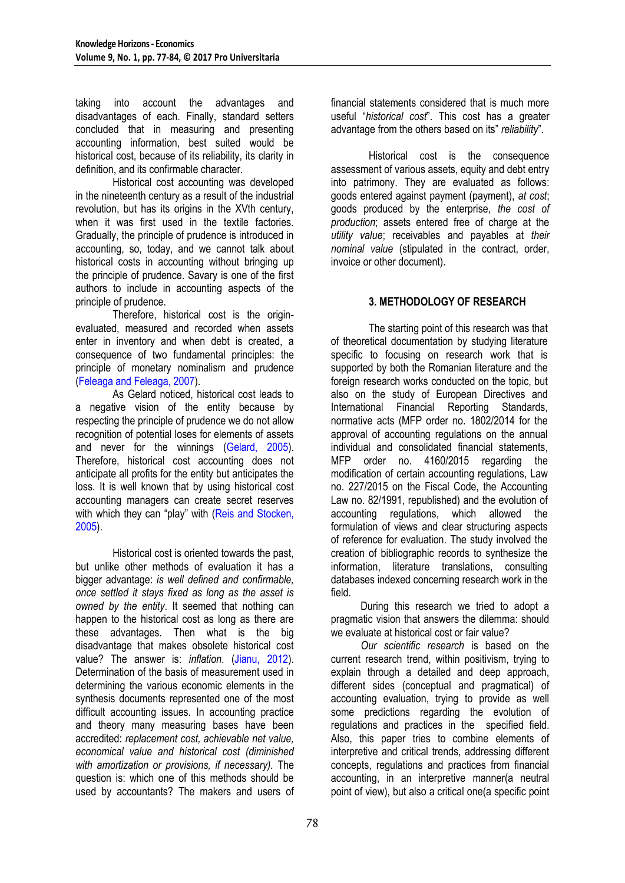taking into account the advantages and disadvantages of each. Finally, standard setters concluded that in measuring and presenting accounting information, best suited would be historical cost, because of its reliability, its clarity in definition, and its confirmable character.

Historical cost accounting was developed in the nineteenth century as a result of the industrial revolution, but has its origins in the XVth century, when it was first used in the textile factories. Gradually, the principle of prudence is introduced in accounting, so, today, and we cannot talk about historical costs in accounting without bringing up the principle of prudence. Savary is one of the first authors to include in accounting aspects of the principle of prudence.

Therefore, historical cost is the origin-evaluated, measured and recorded when assets enter in inventory and when debt is created, a consequence of two fundamental principles: the principle of monetary nominalism and prudence (Feleaga and Feleaga, 2007).

As Gelard noticed, historical cost leads to a negative vision of the entity because by respecting the principle of prudence we do not allow recognition of potential loses for elements of assets and never for the winnings (Gelard, 2005). Therefore, historical cost accounting does not anticipate all profits for the entity but anticipates the loss. It is well known that by using historical cost accounting managers can create secret reserves with which they can "play" with (Reis and Stocken, 2005).

Historical cost is oriented towards the past, but unlike other methods of evaluation it has a bigger advantage: *is well defined and confirmable, once settled it stays fixed as long as the asset is owned by the entity*. It seemed that nothing can happen to the historical cost as long as there are these advantages. Then what is the big disadvantage that makes obsolete historical cost value? The answer is: *inflation*. (Jianu, 2012). Determination of the basis of measurement used in determining the various economic elements in the synthesis documents represented one of the most difficult accounting issues. In accounting practice and theory many measuring bases have been accredited: *replacement cost, achievable net value, economical value and historical cost (diminished with amortization or provisions, if necessary)*. The question is: which one of this methods should be used by accountants? The makers and users of financial statements considered that is much more useful "*historical cost*". This cost has a greater advantage from the others based on its" *reliability*".

Historical cost is the consequence assessment of various assets, equity and debt entry into patrimony. They are evaluated as follows: goods entered against payment (payment), *at cost*; goods produced by the enterprise, *the cost of production*; assets entered free of charge at the *utility value*; receivables and payables at *their nominal value* (stipulated in the contract, order, invoice or other document).

## 3. METHODOLOGY OF RESEARCH

The starting point of this research was that of theoretical documentation by studying literature specific to focusing on research work that is supported by both the Romanian literature and the foreign research works conducted on the topic, but also on the study of European Directives and International Financial Reporting Standards, normative acts (MFP order no. 1802/2014 for the approval of accounting regulations on the annual individual and consolidated financial statements, MFP order no. 4160/2015 regarding the modification of certain accounting regulations, Law no. 227/2015 on the Fiscal Code, the Accounting Law no. 82/1991, republished) and the evolution of accounting regulations, which allowed the formulation of views and clear structuring aspects of reference for evaluation. The study involved the creation of bibliographic records to synthesize the information, literature translations, consulting databases indexed concerning research work in the field.

During this research we tried to adopt a pragmatic vision that answers the dilemma: should we evaluate at historical cost or fair value?

*Our scientific research* is based on the current research trend, within positivism, trying to explain through a detailed and deep approach, different sides (conceptual and pragmatical) of accounting evaluation, trying to provide as well some predictions regarding the evolution of regulations and practices in the specified field. Also, this paper tries to combine elements of interpretive and critical trends, addressing different concepts, regulations and practices from financial accounting, in an interpretive manner(a neutral point of view), but also a critical one(a specific point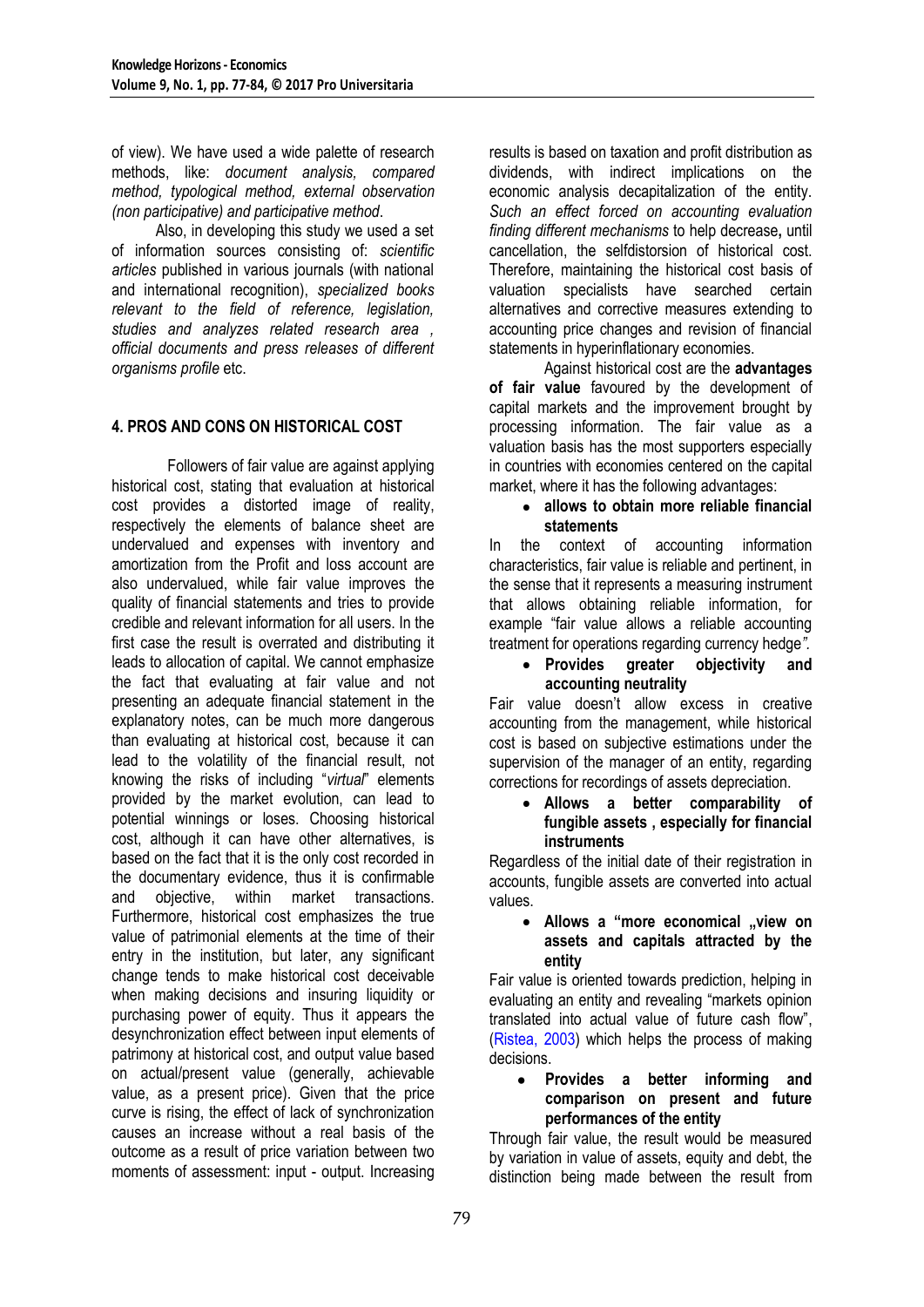of view). We have used a wide palette of research methods, like: *document analysis, compared method, typological method, external observation (non participative) and participative method*.

Also, in developing this study we used a set of information sources consisting of: *scientific articles* published in various journals (with national and international recognition), *specialized books relevant to the field of reference, legislation, studies and analyzes related research area , official documents and press releases of different organisms profile* etc.

## 4. PROS AND CONS ON HISTORICAL COST

Followers of fair value are against applying historical cost, stating that evaluation at historical cost provides a distorted image of reality, respectively the elements of balance sheet are undervalued and expenses with inventory and amortization from the Profit and loss account are also undervalued, while fair value improves the quality of financial statements and tries to provide credible and relevant information for all users. In the first case the result is overrated and distributing it leads to allocation of capital. We cannot emphasize the fact that evaluating at fair value and not presenting an adequate financial statement in the explanatory notes, can be much more dangerous than evaluating at historical cost, because it can lead to the volatility of the financial result, not knowing the risks of including "*virtual*" elements provided by the market evolution, can lead to potential winnings or loses. Choosing historical cost, although it can have other alternatives, is based on the fact that it is the only cost recorded in the documentary evidence, thus it is confirmable and objective, within market transactions. Furthermore, historical cost emphasizes the true value of patrimonial elements at the time of their entry in the institution, but later, any significant change tends to make historical cost deceivable when making decisions and insuring liquidity or purchasing power of equity. Thus it appears the desynchronization effect between input elements of patrimony at historical cost, and output value based on actual/present value (generally, achievable value, as a present price). Given that the price curve is rising, the effect of lack of synchronization causes an increase without a real basis of the outcome as a result of price variation between two moments of assessment: input - output. Increasing results is based on taxation and profit distribution as dividends, with indirect implications on the economic analysis decapitalization of the entity. *Such an effect forced on accounting evaluation finding different mechanisms* to help decrease**,** until cancellation, the selfdistorsion of historical cost. Therefore, maintaining the historical cost basis of valuation specialists have searched certain alternatives and corrective measures extending to accounting price changes and revision of financial statements in hyperinflationary economies.

Against historical cost are the **advantages of fair value** favoured by the development of capital markets and the improvement brought by processing information. The fair value as a valuation basis has the most supporters especially in countries with economies centered on the capital market, where it has the following advantages:

- **allows to obtain more reliable financial statements**

In the context of accounting information characteristics, fair value is reliable and pertinent, in the sense that it represents a measuring instrument that allows obtaining reliable information, for example "fair value allows a reliable accounting treatment for operations regarding currency hedge*".*

- **Provides greater objectivity and accounting neutrality**

Fair value doesn't allow excess in creative accounting from the management, while historical cost is based on subjective estimations under the supervision of the manager of an entity, regarding corrections for recordings of assets depreciation.

- **Allows a better comparability of fungible assets , especially for financial instruments**

Regardless of the initial date of their registration in accounts, fungible assets are converted into actual values.

- **Allows a "more economical „view on assets and capitals attracted by the entity**

Fair value is oriented towards prediction, helping in evaluating an entity and revealing "markets opinion translated into actual value of future cash flow", (Ristea, 2003) which helps the process of making decisions.

- **Provides a better informing and comparison on present and future performances of the entity**

Through fair value, the result would be measured by variation in value of assets, equity and debt, the distinction being made between the result from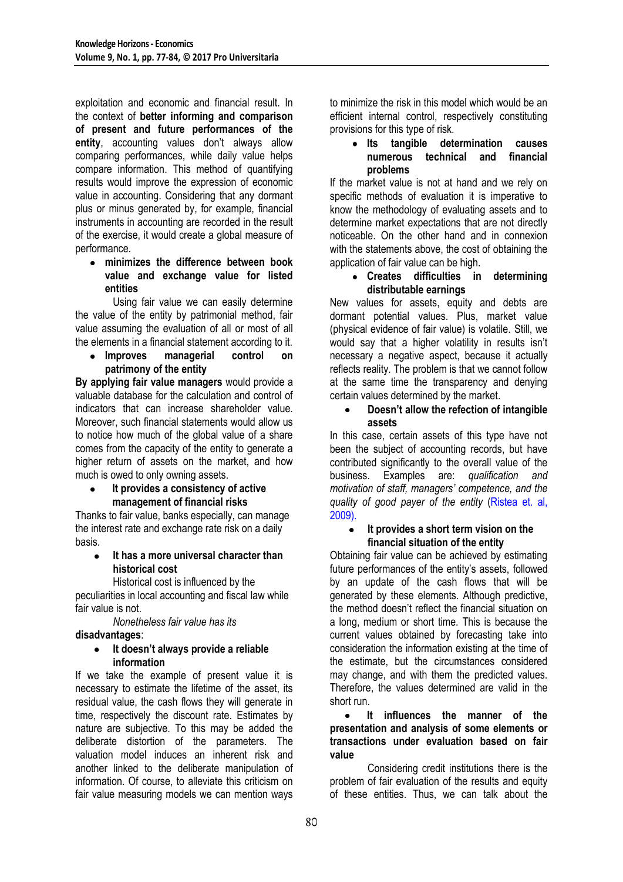exploitation and economic and financial result. In the context of **better informing and comparison of present and future performances of the entity**, accounting values don't always allow comparing performances, while daily value helps compare information. This method of quantifying results would improve the expression of economic value in accounting. Considering that any dormant plus or minus generated by, for example, financial instruments in accounting are recorded in the result of the exercise, it would create a global measure of performance.

- **minimizes the difference between book value and exchange value for listed entities**

Using fair value we can easily determine the value of the entity by patrimonial method, fair value assuming the evaluation of all or most of all the elements in a financial statement according to it.

- **Improves managerial control on patrimony of the entity**

**By applying fair value managers** would provide a valuable database for the calculation and control of indicators that can increase shareholder value. Moreover, such financial statements would allow us to notice how much of the global value of a share comes from the capacity of the entity to generate a higher return of assets on the market, and how much is owed to only owning assets.

- **It provides a consistency of active management of financial risks**

Thanks to fair value, banks especially, can manage the interest rate and exchange rate risk on a daily basis.

- **It has a more universal character than historical cost**

Historical cost is influenced by the peculiarities in local accounting and fiscal law while fair value is not.

*Nonetheless fair value has its* **disadvantages**:

- **It doesn't always provide a reliable information**

If we take the example of present value it is necessary to estimate the lifetime of the asset, its residual value, the cash flows they will generate in time, respectively the discount rate. Estimates by nature are subjective. To this may be added the deliberate distortion of the parameters. The valuation model induces an inherent risk and another linked to the deliberate manipulation of information. Of course, to alleviate this criticism on fair value measuring models we can mention ways to minimize the risk in this model which would be an efficient internal control, respectively constituting provisions for this type of risk.

- **Its tangible determination causes numerous technical and financial problems**

If the market value is not at hand and we rely on specific methods of evaluation it is imperative to know the methodology of evaluating assets and to determine market expectations that are not directly noticeable. On the other hand and in connexion with the statements above, the cost of obtaining the application of fair value can be high.

- **Creates difficulties in determining distributable earnings**

New values for assets, equity and debts are dormant potential values. Plus, market value (physical evidence of fair value) is volatile. Still, we would say that a higher volatility in results isn't necessary a negative aspect, because it actually reflects reality. The problem is that we cannot follow at the same time the transparency and denying certain values determined by the market.

- **Doesn't allow the refection of intangible assets**

In this case, certain assets of this type have not been the subject of accounting records, but have contributed significantly to the overall value of the business. Examples are: *qualification and motivation of staff, managers' competence, and the quality of good payer of the entity* (Ristea et. al, 2009).

- **It provides a short term vision on the financial situation of the entity**

Obtaining fair value can be achieved by estimating future performances of the entity's assets, followed by an update of the cash flows that will be generated by these elements. Although predictive, the method doesn't reflect the financial situation on a long, medium or short time. This is because the current values obtained by forecasting take into consideration the information existing at the time of the estimate, but the circumstances considered may change, and with them the predicted values. Therefore, the values determined are valid in the short run.

- **It influences the manner of the presentation and analysis of some elements or transactions under evaluation based on fair value**

Considering credit institutions there is the problem of fair evaluation of the results and equity of these entities. Thus, we can talk about the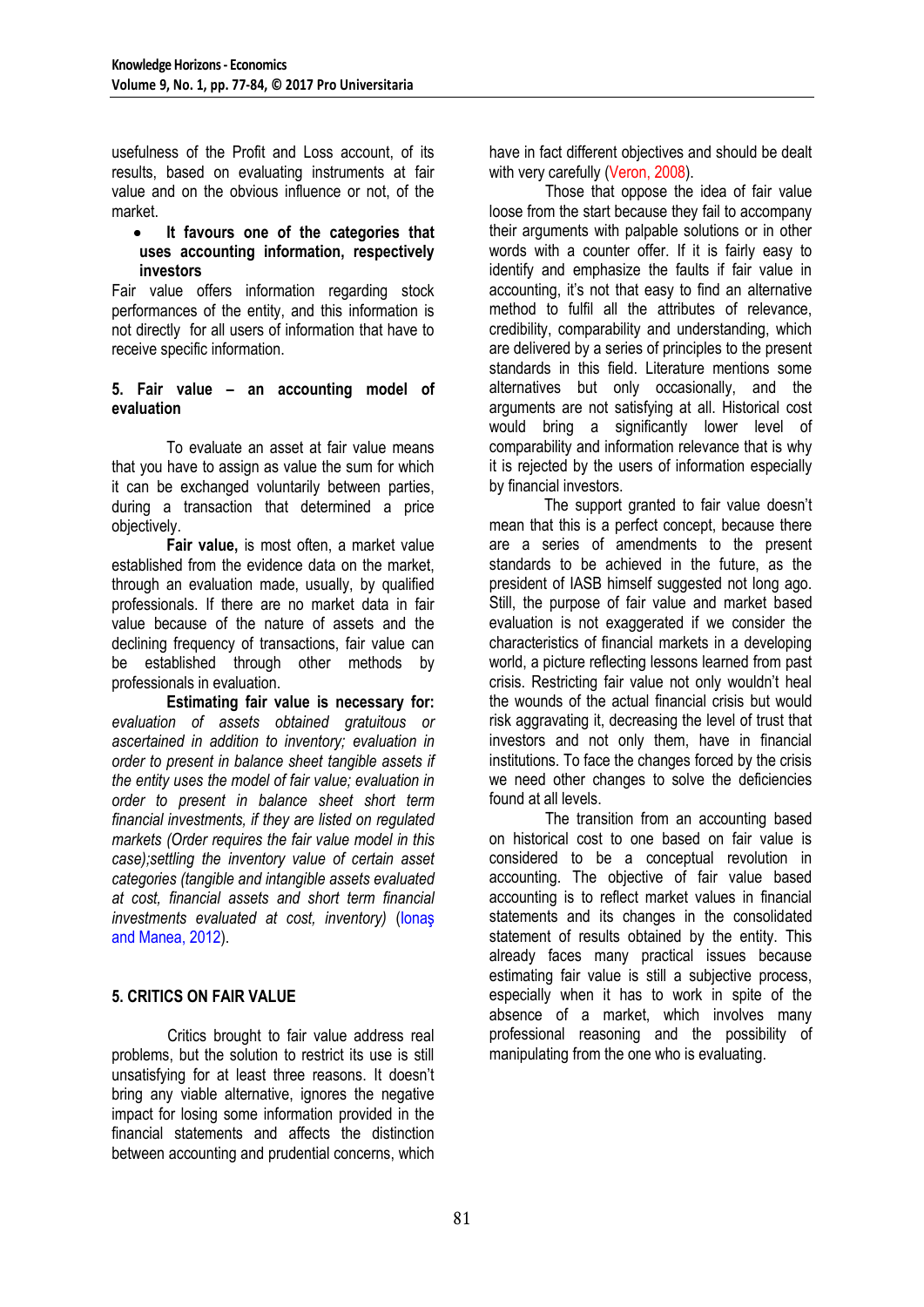usefulness of the Profit and Loss account, of its results, based on evaluating instruments at fair value and on the obvious influence or not, of the market.

- **It favours one of the categories that uses accounting information, respectively investors**

Fair value offers information regarding stock performances of the entity, and this information is not directly for all users of information that have to receive specific information.

### 5. Fair value – an accounting model of evaluation

To evaluate an asset at fair value means that you have to assign as value the sum for which it can be exchanged voluntarily between parties, during a transaction that determined a price objectively.

**Fair value,** is most often, a market value established from the evidence data on the market, through an evaluation made, usually, by qualified professionals. If there are no market data in fair value because of the nature of assets and the declining frequency of transactions, fair value can be established through other methods by professionals in evaluation.

**Estimating fair value is necessary for:** *evaluation of assets obtained gratuitous or ascertained in addition to inventory; evaluation in order to present in balance sheet tangible assets if the entity uses the model of fair value; evaluation in order to present in balance sheet short term financial investments, if they are listed on regulated markets (Order requires the fair value model in this case);settling the inventory value of certain asset categories (tangible and intangible assets evaluated at cost, financial assets and short term financial investments evaluated at cost, inventory)* (Ionaş and Manea, 2012).

### 5. CRITICS ON FAIR VALUE

Critics brought to fair value address real problems, but the solution to restrict its use is still unsatisfying for at least three reasons. It doesn't bring any viable alternative, ignores the negative impact for losing some information provided in the financial statements and affects the distinction between accounting and prudential concerns, which have in fact different objectives and should be dealt with very carefully (Veron, 2008).

Those that oppose the idea of fair value loose from the start because they fail to accompany their arguments with palpable solutions or in other words with a counter offer. If it is fairly easy to identify and emphasize the faults if fair value in accounting, it's not that easy to find an alternative method to fulfil all the attributes of relevance, credibility, comparability and understanding, which are delivered by a series of principles to the present standards in this field. Literature mentions some alternatives but only occasionally, and the arguments are not satisfying at all. Historical cost would bring a significantly lower level of comparability and information relevance that is why it is rejected by the users of information especially by financial investors.

The support granted to fair value doesn't mean that this is a perfect concept, because there are a series of amendments to the present standards to be achieved in the future, as the president of IASB himself suggested not long ago. Still, the purpose of fair value and market based evaluation is not exaggerated if we consider the characteristics of financial markets in a developing world, a picture reflecting lessons learned from past crisis. Restricting fair value not only wouldn't heal the wounds of the actual financial crisis but would risk aggravating it, decreasing the level of trust that investors and not only them, have in financial institutions. To face the changes forced by the crisis we need other changes to solve the deficiencies found at all levels.

The transition from an accounting based on historical cost to one based on fair value is considered to be a conceptual revolution in accounting. The objective of fair value based accounting is to reflect market values in financial statements and its changes in the consolidated statement of results obtained by the entity. This already faces many practical issues because estimating fair value is still a subjective process, especially when it has to work in spite of the absence of a market, which involves many professional reasoning and the possibility of manipulating from the one who is evaluating.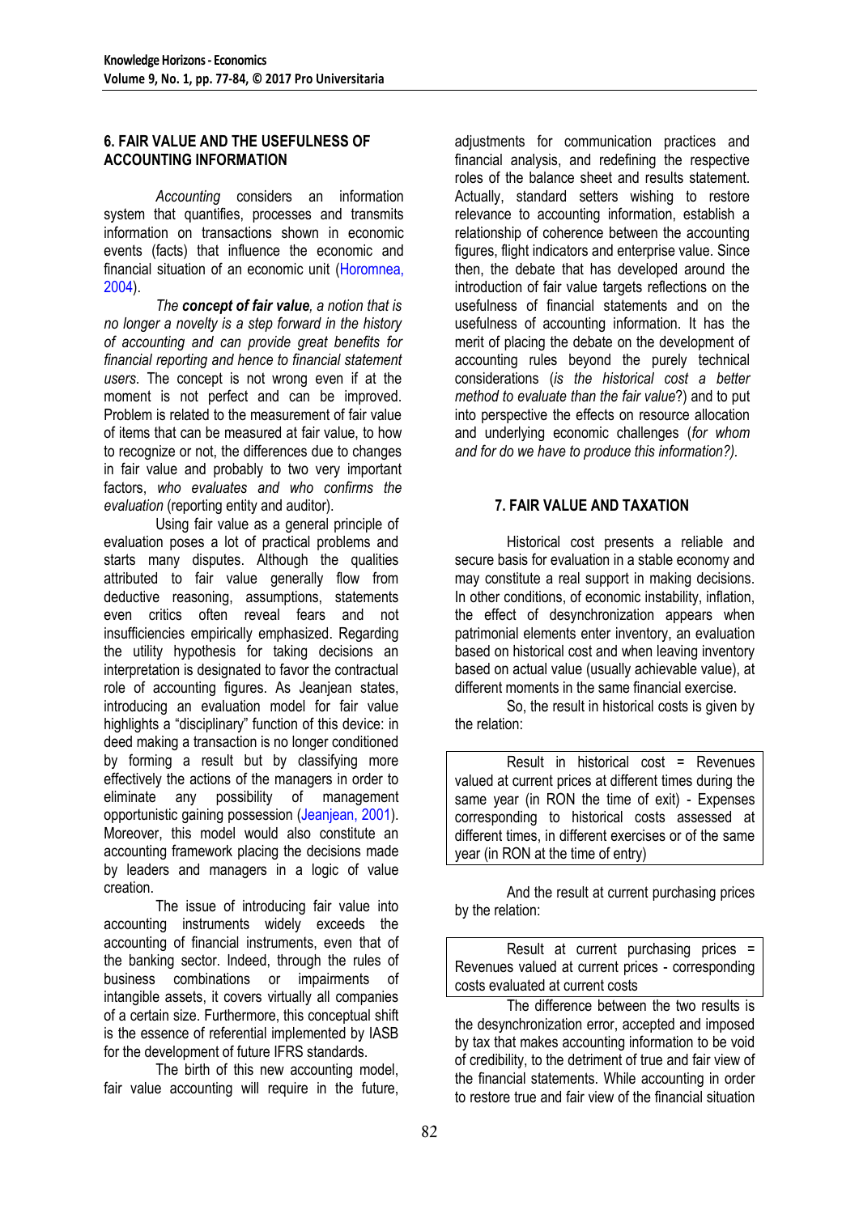## 6. FAIR VALUE AND THE USEFULNESS OF ACCOUNTING INFORMATION

*Accounting* considers an information system that quantifies, processes and transmits information on transactions shown in economic events (facts) that influence the economic and financial situation of an economic unit (Horomnea, 2004).

*The **concept of fair value**, a notion that is no longer a novelty is a step forward in the history of accounting and can provide great benefits for financial reporting and hence to financial statement users*. The concept is not wrong even if at the moment is not perfect and can be improved. Problem is related to the measurement of fair value of items that can be measured at fair value, to how to recognize or not, the differences due to changes in fair value and probably to two very important factors, *who evaluates and who confirms the evaluation* (reporting entity and auditor).

Using fair value as a general principle of evaluation poses a lot of practical problems and starts many disputes. Although the qualities attributed to fair value generally flow from deductive reasoning, assumptions, statements even critics often reveal fears and not insufficiencies empirically emphasized. Regarding the utility hypothesis for taking decisions an interpretation is designated to favor the contractual role of accounting figures. As Jeanjean states, introducing an evaluation model for fair value highlights a "disciplinary" function of this device: in deed making a transaction is no longer conditioned by forming a result but by classifying more effectively the actions of the managers in order to eliminate any possibility of management opportunistic gaining possession (Jeanjean, 2001). Moreover, this model would also constitute an accounting framework placing the decisions made by leaders and managers in a logic of value creation.

The issue of introducing fair value into accounting instruments widely exceeds the accounting of financial instruments, even that of the banking sector. Indeed, through the rules of business combinations or impairments of intangible assets, it covers virtually all companies of a certain size. Furthermore, this conceptual shift is the essence of referential implemented by IASB for the development of future IFRS standards.

The birth of this new accounting model, fair value accounting will require in the future, adjustments for communication practices and financial analysis, and redefining the respective roles of the balance sheet and results statement. Actually, standard setters wishing to restore relevance to accounting information, establish a relationship of coherence between the accounting figures, flight indicators and enterprise value. Since then, the debate that has developed around the introduction of fair value targets reflections on the usefulness of financial statements and on the usefulness of accounting information. It has the merit of placing the debate on the development of accounting rules beyond the purely technical considerations (*is the historical cost a better method to evaluate than the fair value*?) and to put into perspective the effects on resource allocation and underlying economic challenges (*for whom and for do we have to produce this information?).*

## 7. FAIR VALUE AND TAXATION

Historical cost presents a reliable and secure basis for evaluation in a stable economy and may constitute a real support in making decisions. In other conditions, of economic instability, inflation, the effect of desynchronization appears when patrimonial elements enter inventory, an evaluation based on historical cost and when leaving inventory based on actual value (usually achievable value), at different moments in the same financial exercise.

So, the result in historical costs is given by the relation:

> Result in historical cost = Revenues valued at current prices at different times during the same year (in RON the time of exit) - Expenses corresponding to historical costs assessed at different times, in different exercises or of the same year (in RON at the time of entry)

And the result at current purchasing prices by the relation:

> Result at current purchasing prices = Revenues valued at current prices - corresponding costs evaluated at current costs

The difference between the two results is the desynchronization error, accepted and imposed by tax that makes accounting information to be void of credibility, to the detriment of true and fair view of the financial statements. While accounting in order to restore true and fair view of the financial situation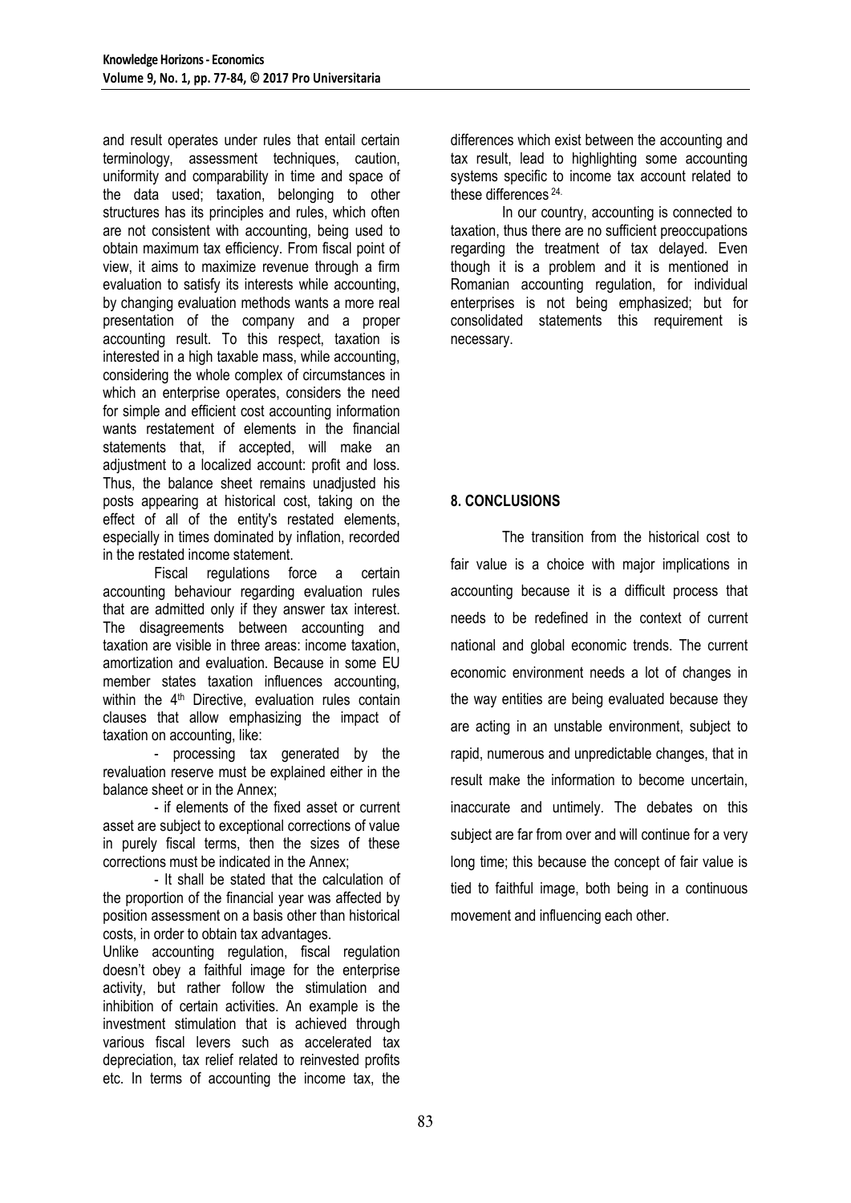and result operates under rules that entail certain terminology, assessment techniques, caution, uniformity and comparability in time and space of the data used; taxation, belonging to other structures has its principles and rules, which often are not consistent with accounting, being used to obtain maximum tax efficiency. From fiscal point of view, it aims to maximize revenue through a firm evaluation to satisfy its interests while accounting, by changing evaluation methods wants a more real presentation of the company and a proper accounting result. To this respect, taxation is interested in a high taxable mass, while accounting, considering the whole complex of circumstances in which an enterprise operates, considers the need for simple and efficient cost accounting information wants restatement of elements in the financial statements that, if accepted, will make an adjustment to a localized account: profit and loss. Thus, the balance sheet remains unadjusted his posts appearing at historical cost, taking on the effect of all of the entity's restated elements, especially in times dominated by inflation, recorded in the restated income statement.

Fiscal regulations force a certain accounting behaviour regarding evaluation rules that are admitted only if they answer tax interest. The disagreements between accounting and taxation are visible in three areas: income taxation, amortization and evaluation. Because in some EU member states taxation influences accounting, within the 4th Directive, evaluation rules contain clauses that allow emphasizing the impact of taxation on accounting, like:

- processing tax generated by the revaluation reserve must be explained either in the balance sheet or in the Annex;
- if elements of the fixed asset or current asset are subject to exceptional corrections of value in purely fiscal terms, then the sizes of these corrections must be indicated in the Annex;
- It shall be stated that the calculation of the proportion of the financial year was affected by position assessment on a basis other than historical costs, in order to obtain tax advantages.

Unlike accounting regulation, fiscal regulation doesn't obey a faithful image for the enterprise activity, but rather follow the stimulation and inhibition of certain activities. An example is the investment stimulation that is achieved through various fiscal levers such as accelerated tax depreciation, tax relief related to reinvested profits etc. In terms of accounting the income tax, the differences which exist between the accounting and tax result, lead to highlighting some accounting systems specific to income tax account related to these differences [24].

In our country, accounting is connected to taxation, thus there are no sufficient preoccupations regarding the treatment of tax delayed. Even though it is a problem and it is mentioned in Romanian accounting regulation, for individual enterprises is not being emphasized; but for consolidated statements this requirement is necessary.

## 8. CONCLUSIONS

The transition from the historical cost to fair value is a choice with major implications in accounting because it is a difficult process that needs to be redefined in the context of current national and global economic trends. The current economic environment needs a lot of changes in the way entities are being evaluated because they are acting in an unstable environment, subject to rapid, numerous and unpredictable changes, that in result make the information to become uncertain, inaccurate and untimely. The debates on this subject are far from over and will continue for a very long time; this because the concept of fair value is tied to faithful image, both being in a continuous movement and influencing each other.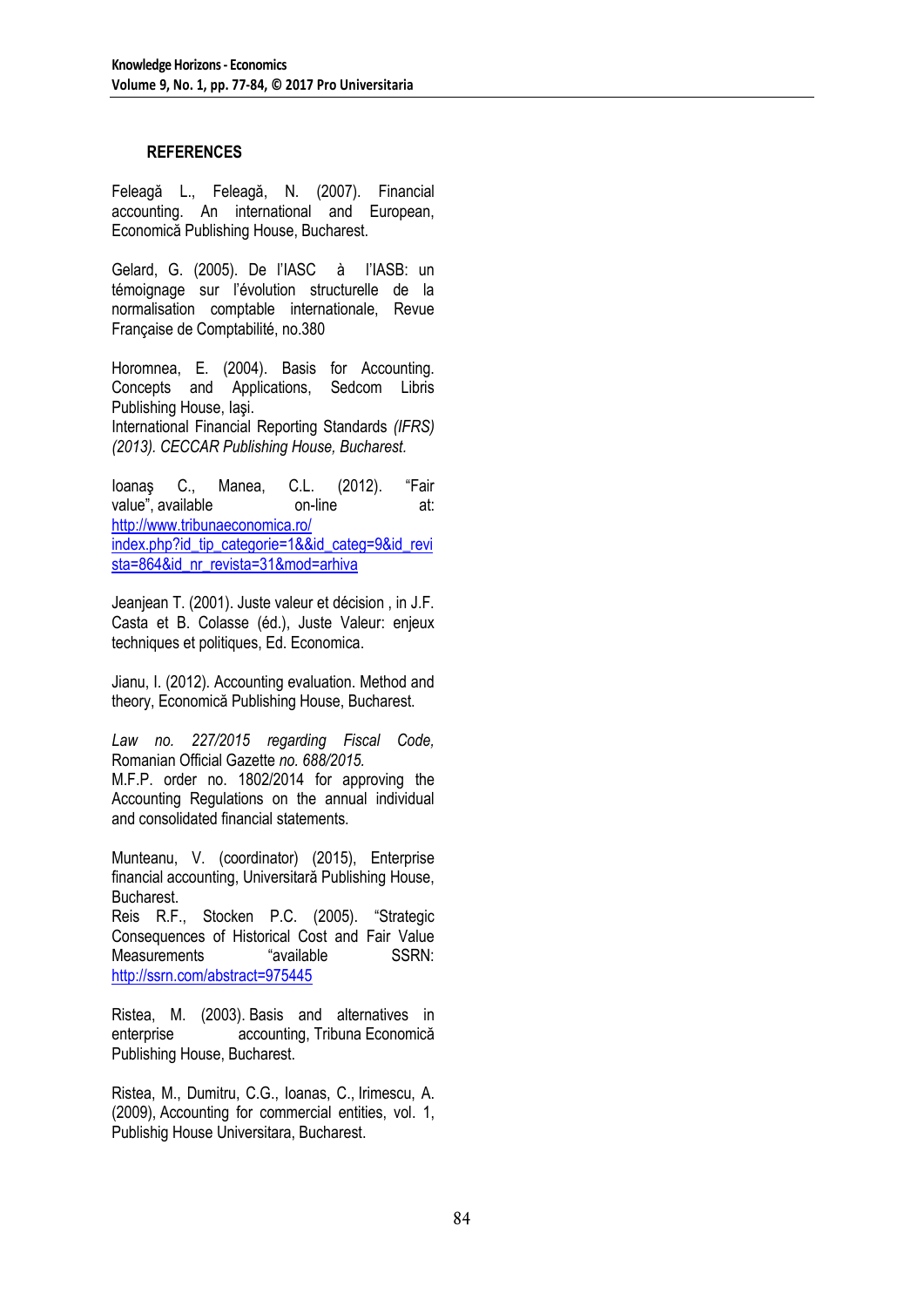## REFERENCES

Feleagă L., Feleagă, N. (2007). Financial accounting. An international and European, Economică Publishing House, Bucharest.

Gelard, G. (2005). De l'IASC à l'IASB: un témoignage sur l'évolution structurelle de la normalisation comptable internationale, Revue Française de Comptabilité, no.380

Horomnea, E. (2004). Basis for Accounting. Concepts and Applications, Sedcom Libris Publishing House, Iaşi.
International Financial Reporting Standards *(IFRS) (2013). CECCAR Publishing House, Bucharest.*

Ioanaş C., Manea, C.L. (2012). "Fair value", available on-line at: http://www.tribunaeconomica.ro/index.php?id_tip_categorie=1&&id_categ=9&id_revista=864&id_nr_revista=31&mod=arhiva

Jeanjean T. (2001). Juste valeur et décision , in J.F. Casta et B. Colasse (éd.), Juste Valeur: enjeux techniques et politiques, Ed. Economica.

Jianu, I. (2012). Accounting evaluation. Method and theory, Economică Publishing House, Bucharest.

*Law no. 227/2015 regarding Fiscal Code,* Romanian Official Gazette *no. 688/2015.*
M.F.P. order no. 1802/2014 for approving the Accounting Regulations on the annual individual and consolidated financial statements.

Munteanu, V. (coordinator) (2015), Enterprise financial accounting, Universitară Publishing House, Bucharest.
Reis R.F., Stocken P.C. (2005). "Strategic Consequences of Historical Cost and Fair Value Measurements "available SSRN: http://ssrn.com/abstract=975445

Ristea, M. (2003). Basis and alternatives in enterprise accounting, Tribuna Economică Publishing House, Bucharest.

Ristea, M., Dumitru, C.G., Ioanas, C., Irimescu, A. (2009), Accounting for commercial entities, vol. 1, Publishig House Universitara, Bucharest.